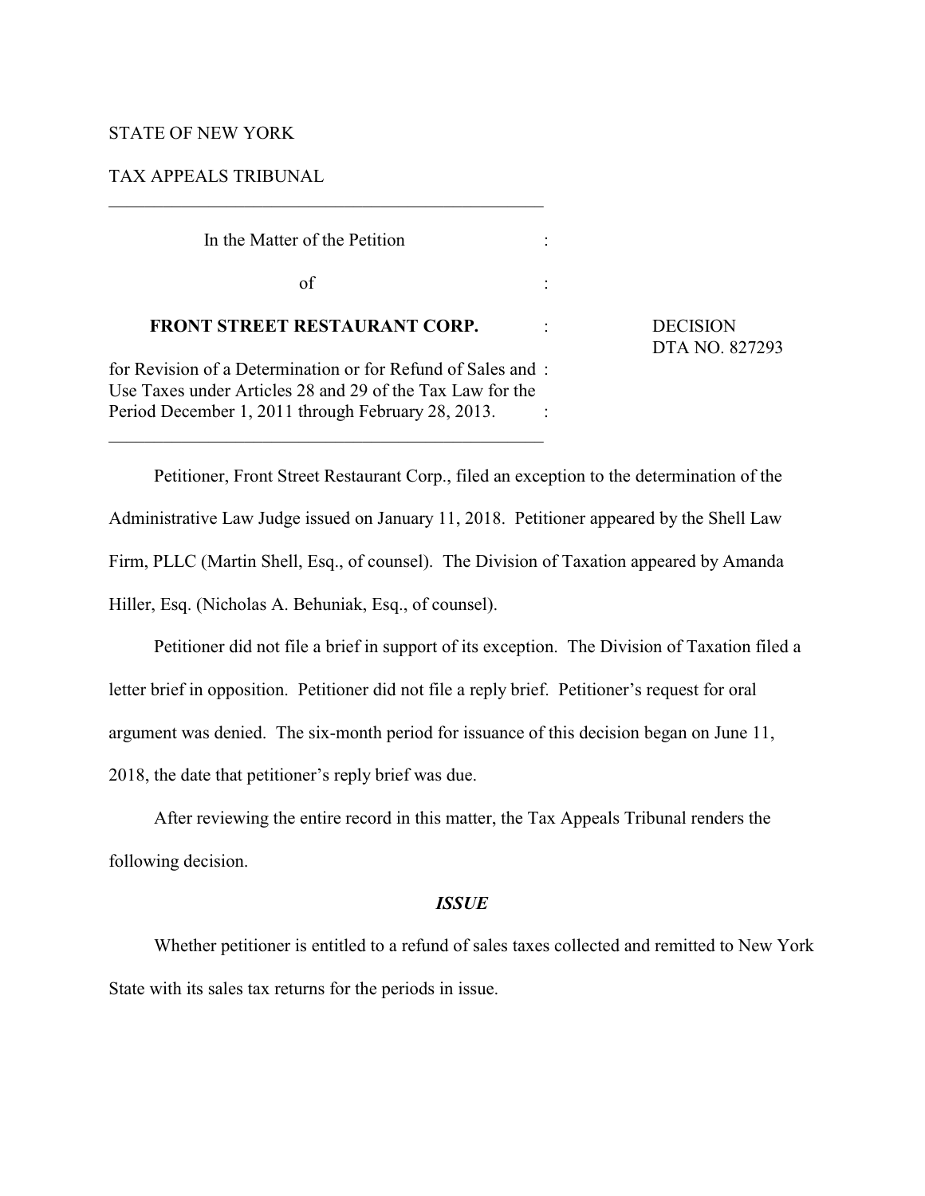STATE OF NEW YORK

TAX APPEALS TRIBUNAL

---

In the Matter of the Petition

of

**FRONT STREET RESTAURANT CORP.**

for Revision of a Determination or for Refund of Sales and Use Taxes under Articles 28 and 29 of the Tax Law for the Period December 1, 2011 through February 28, 2013.

---

DECISION
DTA NO. 827293

Petitioner, Front Street Restaurant Corp., filed an exception to the determination of the Administrative Law Judge issued on January 11, 2018. Petitioner appeared by the Shell Law Firm, PLLC (Martin Shell, Esq., of counsel). The Division of Taxation appeared by Amanda Hiller, Esq. (Nicholas A. Behuniak, Esq., of counsel).

Petitioner did not file a brief in support of its exception. The Division of Taxation filed a letter brief in opposition. Petitioner did not file a reply brief. Petitioner's request for oral argument was denied. The six-month period for issuance of this decision began on June 11, 2018, the date that petitioner's reply brief was due.

After reviewing the entire record in this matter, the Tax Appeals Tribunal renders the following decision.

***ISSUE***

Whether petitioner is entitled to a refund of sales taxes collected and remitted to New York State with its sales tax returns for the periods in issue.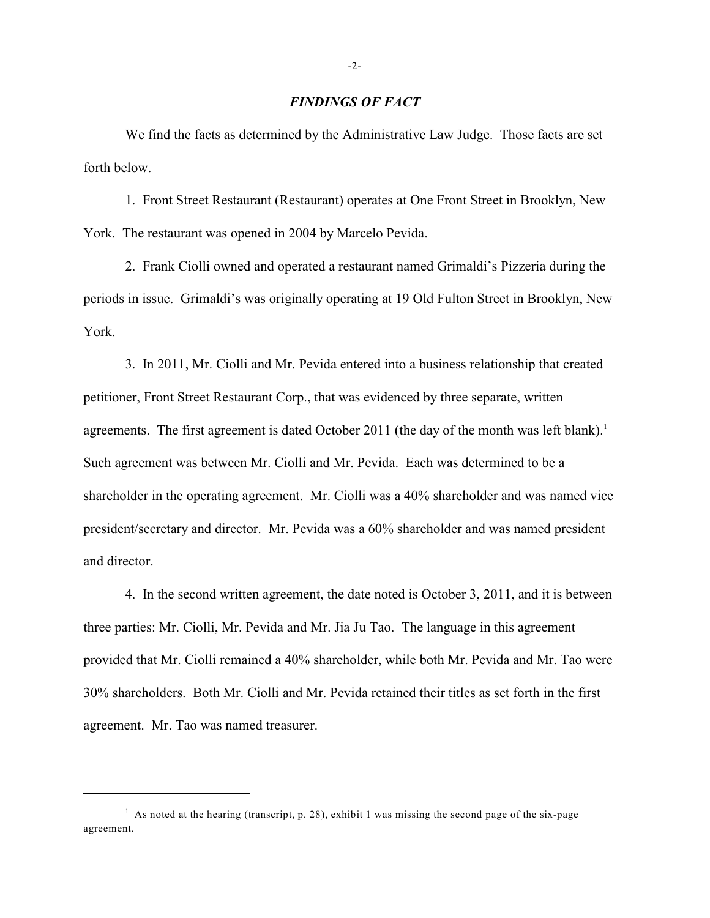### *FINDINGS OF FACT*

We find the facts as determined by the Administrative Law Judge. Those facts are set forth below.

1. Front Street Restaurant (Restaurant) operates at One Front Street in Brooklyn, New York. The restaurant was opened in 2004 by Marcelo Pevida.

2. Frank Ciolli owned and operated a restaurant named Grimaldi's Pizzeria during the periods in issue. Grimaldi's was originally operating at 19 Old Fulton Street in Brooklyn, New York.

3. In 2011, Mr. Ciolli and Mr. Pevida entered into a business relationship that created petitioner, Front Street Restaurant Corp., that was evidenced by three separate, written agreements. The first agreement is dated October 2011 (the day of the month was left blank).[1] Such agreement was between Mr. Ciolli and Mr. Pevida. Each was determined to be a shareholder in the operating agreement. Mr. Ciolli was a 40% shareholder and was named vice president/secretary and director. Mr. Pevida was a 60% shareholder and was named president and director.

4. In the second written agreement, the date noted is October 3, 2011, and it is between three parties: Mr. Ciolli, Mr. Pevida and Mr. Jia Ju Tao. The language in this agreement provided that Mr. Ciolli remained a 40% shareholder, while both Mr. Pevida and Mr. Tao were 30% shareholders. Both Mr. Ciolli and Mr. Pevida retained their titles as set forth in the first agreement. Mr. Tao was named treasurer.

---

[1] As noted at the hearing (transcript, p. 28), exhibit 1 was missing the second page of the six-page agreement.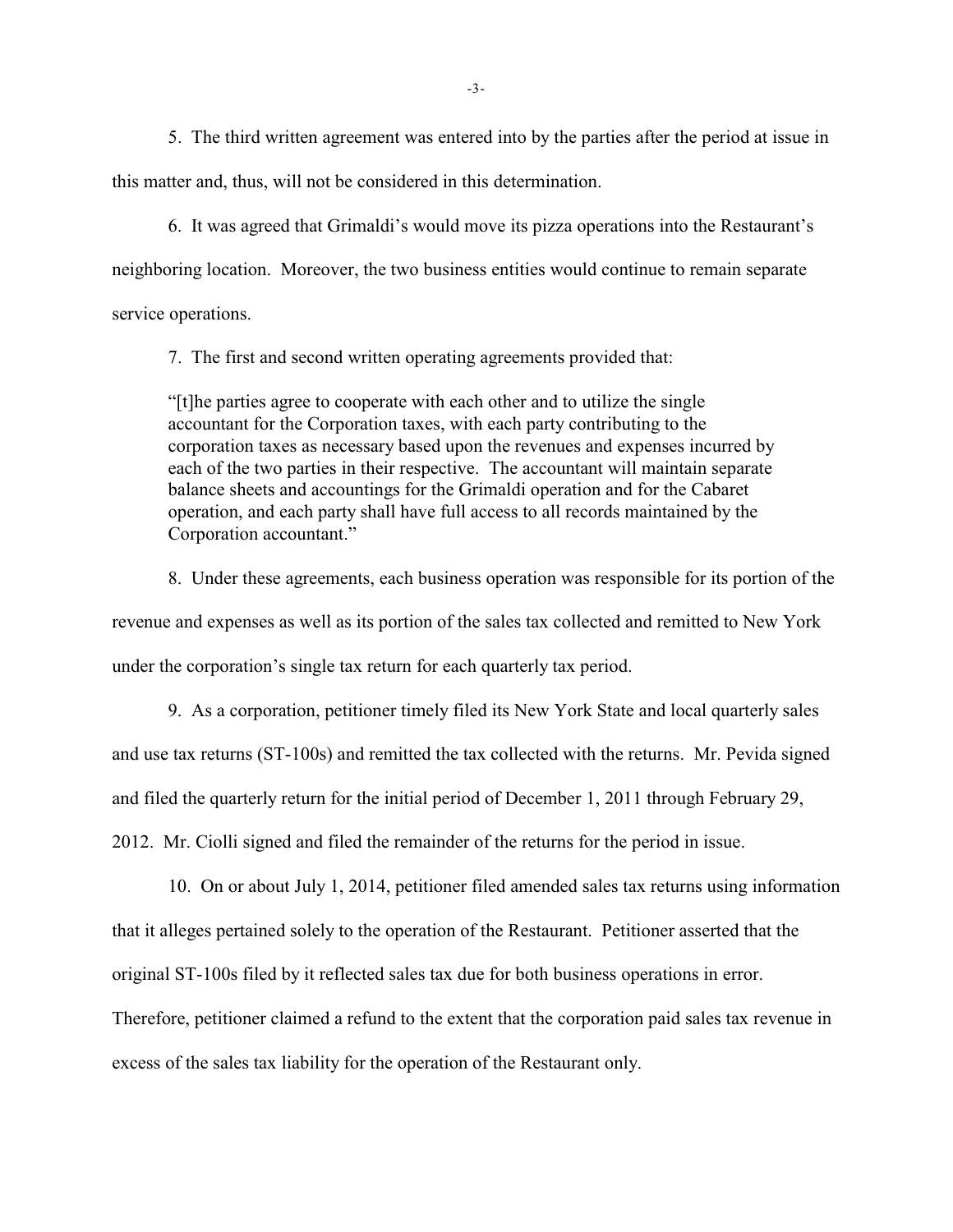5. The third written agreement was entered into by the parties after the period at issue in this matter and, thus, will not be considered in this determination.

6. It was agreed that Grimaldi's would move its pizza operations into the Restaurant's neighboring location. Moreover, the two business entities would continue to remain separate service operations.

7. The first and second written operating agreements provided that:

> "[t]he parties agree to cooperate with each other and to utilize the single accountant for the Corporation taxes, with each party contributing to the corporation taxes as necessary based upon the revenues and expenses incurred by each of the two parties in their respective. The accountant will maintain separate balance sheets and accountings for the Grimaldi operation and for the Cabaret operation, and each party shall have full access to all records maintained by the Corporation accountant."

8. Under these agreements, each business operation was responsible for its portion of the revenue and expenses as well as its portion of the sales tax collected and remitted to New York under the corporation's single tax return for each quarterly tax period.

9. As a corporation, petitioner timely filed its New York State and local quarterly sales and use tax returns (ST-100s) and remitted the tax collected with the returns. Mr. Pevida signed and filed the quarterly return for the initial period of December 1, 2011 through February 29, 2012. Mr. Ciolli signed and filed the remainder of the returns for the period in issue.

10. On or about July 1, 2014, petitioner filed amended sales tax returns using information that it alleges pertained solely to the operation of the Restaurant. Petitioner asserted that the original ST-100s filed by it reflected sales tax due for both business operations in error. Therefore, petitioner claimed a refund to the extent that the corporation paid sales tax revenue in excess of the sales tax liability for the operation of the Restaurant only.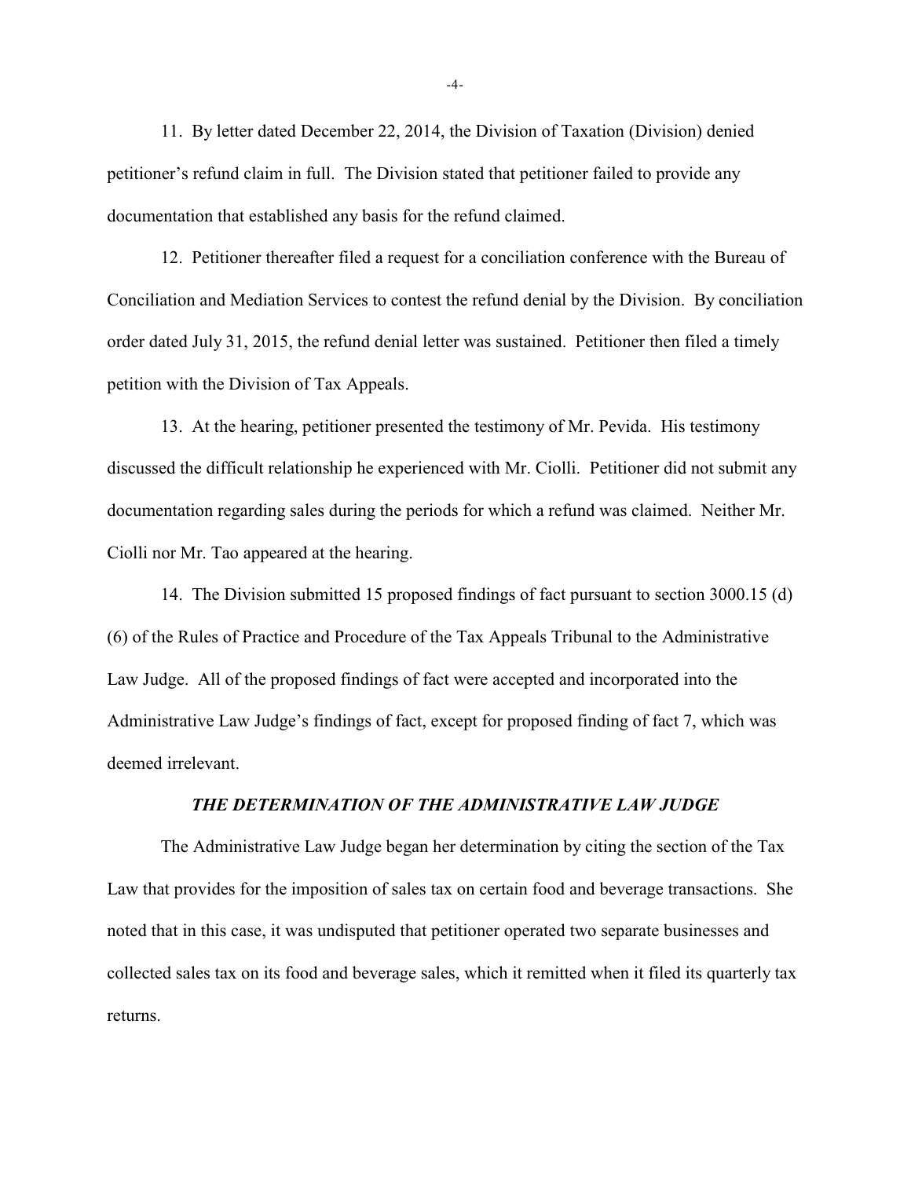11. By letter dated December 22, 2014, the Division of Taxation (Division) denied petitioner's refund claim in full. The Division stated that petitioner failed to provide any documentation that established any basis for the refund claimed.

12. Petitioner thereafter filed a request for a conciliation conference with the Bureau of Conciliation and Mediation Services to contest the refund denial by the Division. By conciliation order dated July 31, 2015, the refund denial letter was sustained. Petitioner then filed a timely petition with the Division of Tax Appeals.

13. At the hearing, petitioner presented the testimony of Mr. Pevida. His testimony discussed the difficult relationship he experienced with Mr. Ciolli. Petitioner did not submit any documentation regarding sales during the periods for which a refund was claimed. Neither Mr. Ciolli nor Mr. Tao appeared at the hearing.

14. The Division submitted 15 proposed findings of fact pursuant to section 3000.15 (d) (6) of the Rules of Practice and Procedure of the Tax Appeals Tribunal to the Administrative Law Judge. All of the proposed findings of fact were accepted and incorporated into the Administrative Law Judge's findings of fact, except for proposed finding of fact 7, which was deemed irrelevant.

## *THE DETERMINATION OF THE ADMINISTRATIVE LAW JUDGE*

The Administrative Law Judge began her determination by citing the section of the Tax Law that provides for the imposition of sales tax on certain food and beverage transactions. She noted that in this case, it was undisputed that petitioner operated two separate businesses and collected sales tax on its food and beverage sales, which it remitted when it filed its quarterly tax returns.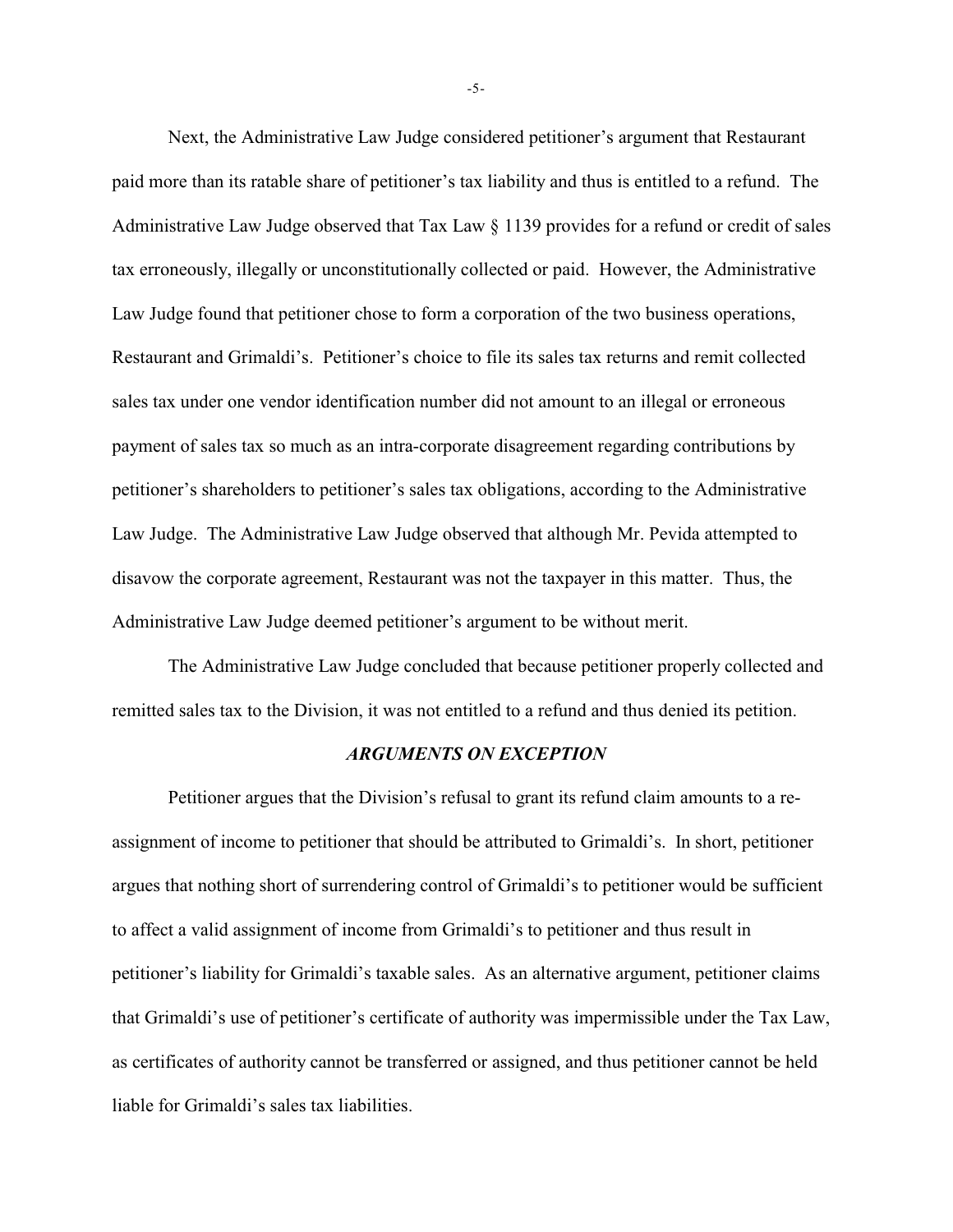Next, the Administrative Law Judge considered petitioner's argument that Restaurant paid more than its ratable share of petitioner's tax liability and thus is entitled to a refund. The Administrative Law Judge observed that Tax Law § 1139 provides for a refund or credit of sales tax erroneously, illegally or unconstitutionally collected or paid. However, the Administrative Law Judge found that petitioner chose to form a corporation of the two business operations, Restaurant and Grimaldi's. Petitioner's choice to file its sales tax returns and remit collected sales tax under one vendor identification number did not amount to an illegal or erroneous payment of sales tax so much as an intra-corporate disagreement regarding contributions by petitioner's shareholders to petitioner's sales tax obligations, according to the Administrative Law Judge. The Administrative Law Judge observed that although Mr. Pevida attempted to disavow the corporate agreement, Restaurant was not the taxpayer in this matter. Thus, the Administrative Law Judge deemed petitioner's argument to be without merit.

The Administrative Law Judge concluded that because petitioner properly collected and remitted sales tax to the Division, it was not entitled to a refund and thus denied its petition.

## *ARGUMENTS ON EXCEPTION*

Petitioner argues that the Division's refusal to grant its refund claim amounts to a re-assignment of income to petitioner that should be attributed to Grimaldi's. In short, petitioner argues that nothing short of surrendering control of Grimaldi's to petitioner would be sufficient to affect a valid assignment of income from Grimaldi's to petitioner and thus result in petitioner's liability for Grimaldi's taxable sales. As an alternative argument, petitioner claims that Grimaldi's use of petitioner's certificate of authority was impermissible under the Tax Law, as certificates of authority cannot be transferred or assigned, and thus petitioner cannot be held liable for Grimaldi's sales tax liabilities.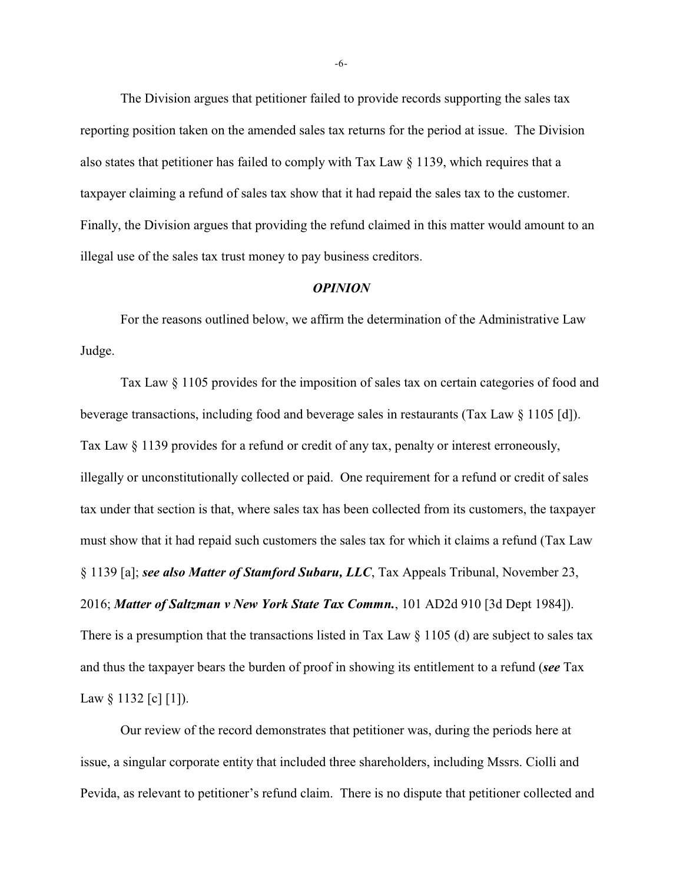The Division argues that petitioner failed to provide records supporting the sales tax reporting position taken on the amended sales tax returns for the period at issue. The Division also states that petitioner has failed to comply with Tax Law § 1139, which requires that a taxpayer claiming a refund of sales tax show that it had repaid the sales tax to the customer. Finally, the Division argues that providing the refund claimed in this matter would amount to an illegal use of the sales tax trust money to pay business creditors.

## *OPINION*

For the reasons outlined below, we affirm the determination of the Administrative Law Judge.

Tax Law § 1105 provides for the imposition of sales tax on certain categories of food and beverage transactions, including food and beverage sales in restaurants (Tax Law § 1105 [d]). Tax Law § 1139 provides for a refund or credit of any tax, penalty or interest erroneously, illegally or unconstitutionally collected or paid. One requirement for a refund or credit of sales tax under that section is that, where sales tax has been collected from its customers, the taxpayer must show that it had repaid such customers the sales tax for which it claims a refund (Tax Law § 1139 [a]; ***see also Matter of Stamford Subaru, LLC***, Tax Appeals Tribunal, November 23, 2016; ***Matter of Saltzman v New York State Tax Commn.***, 101 AD2d 910 [3d Dept 1984]). There is a presumption that the transactions listed in Tax Law § 1105 (d) are subject to sales tax and thus the taxpayer bears the burden of proof in showing its entitlement to a refund (***see*** Tax Law § 1132 [c] [1]).

Our review of the record demonstrates that petitioner was, during the periods here at issue, a singular corporate entity that included three shareholders, including Mssrs. Ciolli and Pevida, as relevant to petitioner's refund claim. There is no dispute that petitioner collected and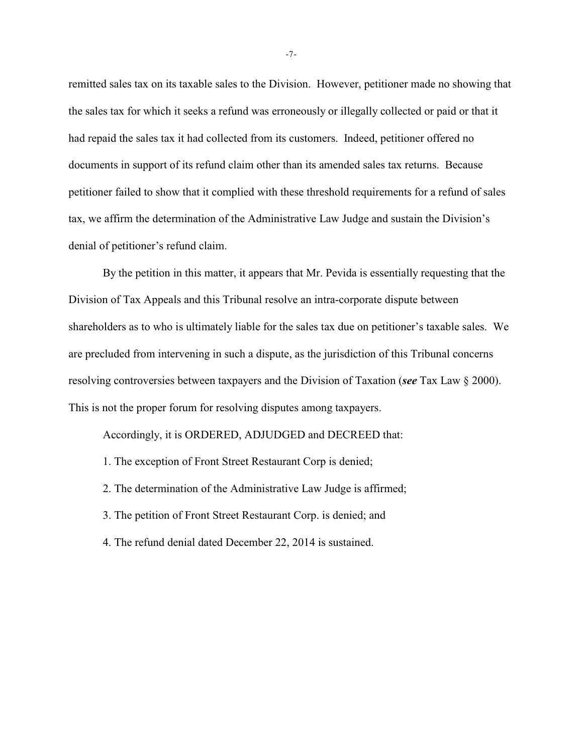remitted sales tax on its taxable sales to the Division. However, petitioner made no showing that the sales tax for which it seeks a refund was erroneously or illegally collected or paid or that it had repaid the sales tax it had collected from its customers. Indeed, petitioner offered no documents in support of its refund claim other than its amended sales tax returns. Because petitioner failed to show that it complied with these threshold requirements for a refund of sales tax, we affirm the determination of the Administrative Law Judge and sustain the Division's denial of petitioner's refund claim.

By the petition in this matter, it appears that Mr. Pevida is essentially requesting that the Division of Tax Appeals and this Tribunal resolve an intra-corporate dispute between shareholders as to who is ultimately liable for the sales tax due on petitioner's taxable sales. We are precluded from intervening in such a dispute, as the jurisdiction of this Tribunal concerns resolving controversies between taxpayers and the Division of Taxation (***see*** Tax Law § 2000). This is not the proper forum for resolving disputes among taxpayers.

Accordingly, it is ORDERED, ADJUDGED and DECREED that:

1. The exception of Front Street Restaurant Corp is denied;

2. The determination of the Administrative Law Judge is affirmed;

3. The petition of Front Street Restaurant Corp. is denied; and

4. The refund denial dated December 22, 2014 is sustained.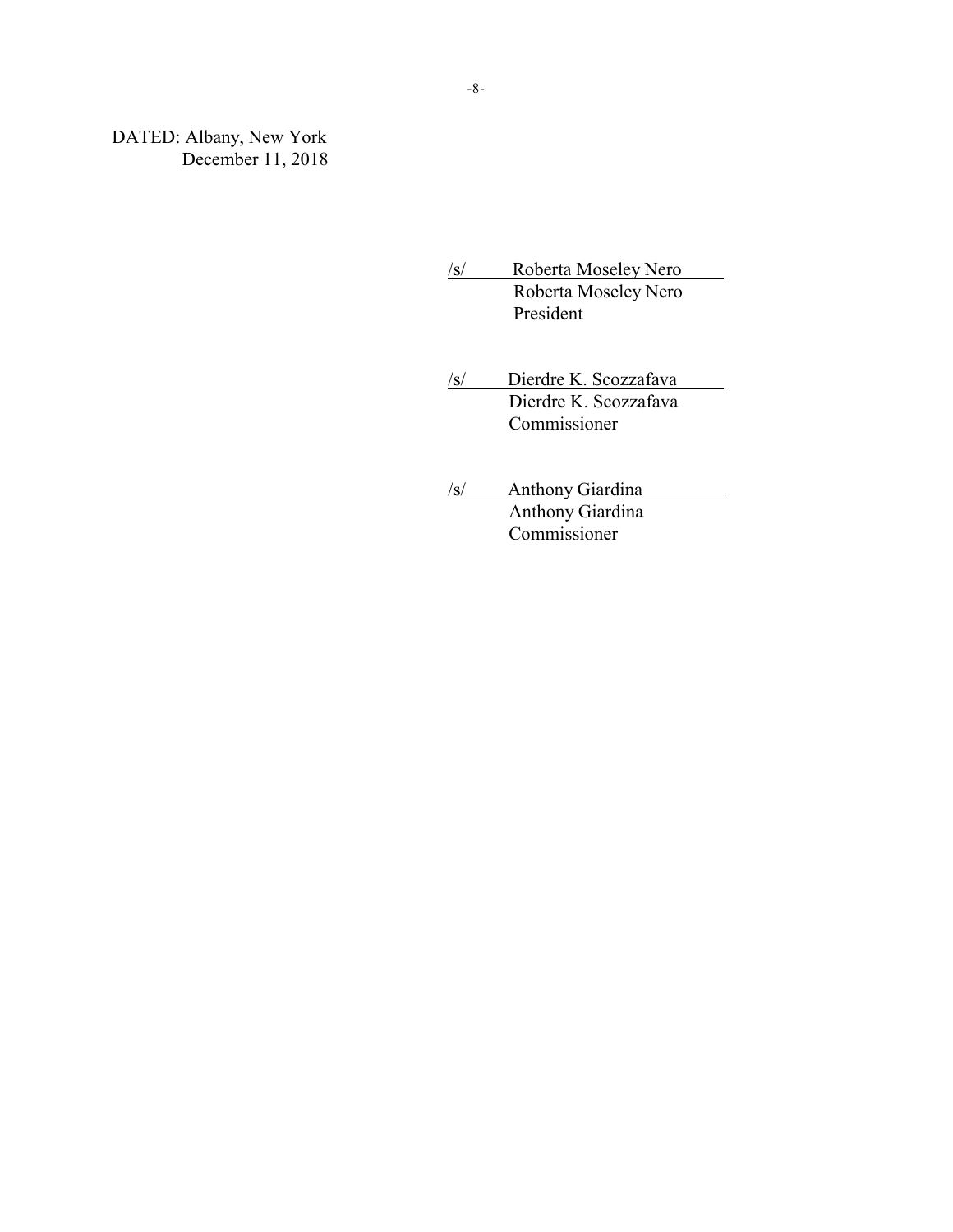DATED: Albany, New York
December 11, 2018

/s/ Roberta Moseley Nero
Roberta Moseley Nero
President

/s/ Dierdre K. Scozzafava
Dierdre K. Scozzafava
Commissioner

/s/ Anthony Giardina
Anthony Giardina
Commissioner